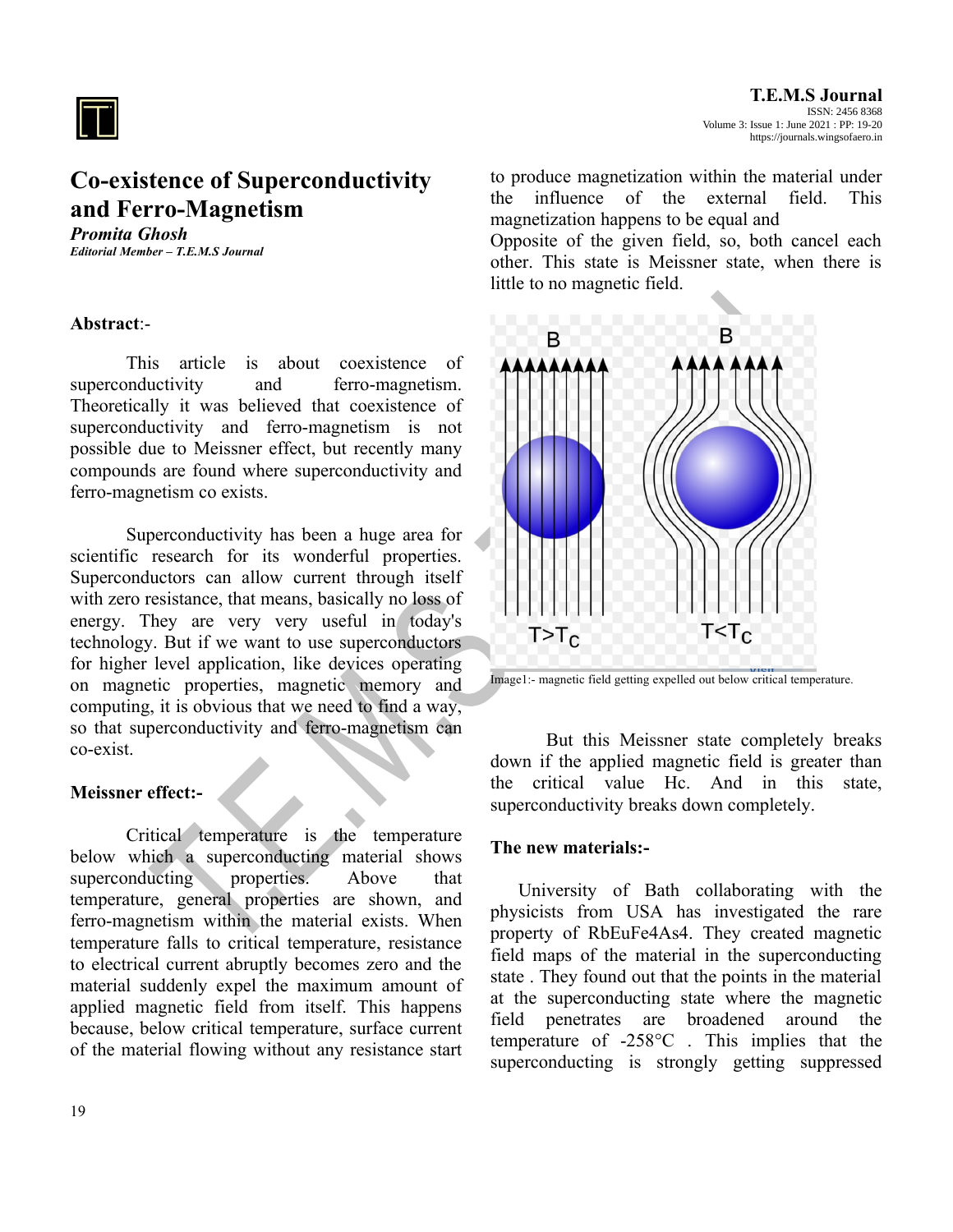# Co-existence of Superconductivity and Ferro-Magnetism

***Promita Ghosh***

***Editorial Member – T.E.M.S Journal***

**Abstract**:-

This article is about coexistence of superconductivity and ferro-magnetism. Theoretically it was believed that coexistence of superconductivity and ferro-magnetism is not possible due to Meissner effect, but recently many compounds are found where superconductivity and ferro-magnetism co exists.

Superconductivity has been a huge area for scientific research for its wonderful properties. Superconductors can allow current through itself with zero resistance, that means, basically no loss of energy. They are very very useful in today's technology. But if we want to use superconductors for higher level application, like devices operating on magnetic properties, magnetic memory and computing, it is obvious that we need to find a way, so that superconductivity and ferro-magnetism can co-exist.

**Meissner effect:-**

Critical temperature is the temperature below which a superconducting material shows superconducting properties. Above that temperature, general properties are shown, and ferro-magnetism within the material exists. When temperature falls to critical temperature, resistance to electrical current abruptly becomes zero and the material suddenly expel the maximum amount of applied magnetic field from itself. This happens because, below critical temperature, surface current of the material flowing without any resistance start to produce magnetization within the material under the influence of the external field. This magnetization happens to be equal and Opposite of the given field, so, both cancel each other. This state is Meissner state, when there is little to no magnetic field.

Image1:- magnetic field getting expelled out below critical temperature.

But this Meissner state completely breaks down if the applied magnetic field is greater than the critical value Hc. And in this state, superconductivity breaks down completely.

**The new materials:-**

University of Bath collaborating with the physicists from USA has investigated the rare property of $RbEuFe_4As_4$. They created magnetic field maps of the material in the superconducting state . They found out that the points in the material at the superconducting state where the magnetic field penetrates are broadened around the temperature of -258°C . This implies that the superconducting is strongly getting suppressed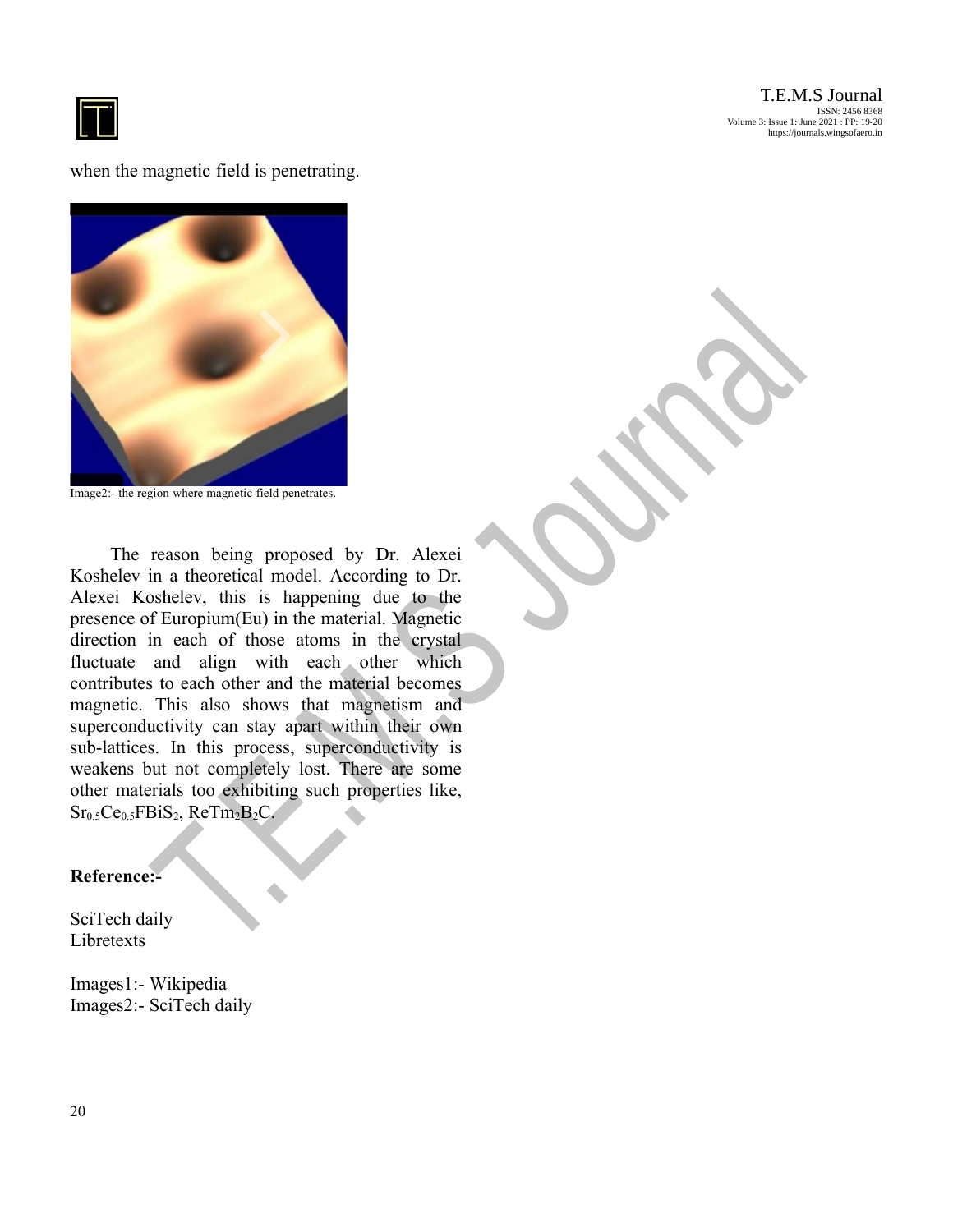when the magnetic field is penetrating.

Image2:- the region where magnetic field penetrates.

The reason being proposed by Dr. Alexei Koshelev in a theoretical model. According to Dr. Alexei Koshelev, this is happening due to the presence of Europium(Eu) in the material. Magnetic direction in each of those atoms in the crystal fluctuate and align with each other which contributes to each other and the material becomes magnetic. This also shows that magnetism and superconductivity can stay apart within their own sub-lattices. In this process, superconductivity is weakens but not completely lost. There are some other materials too exhibiting such properties like, $Sr_{0.5}Ce_{0.5}FBiS_2$, $ReTm_2B_2C$.

**Reference:-**

SciTech daily
Libretexts

Images1:- Wikipedia
Images2:- SciTech daily